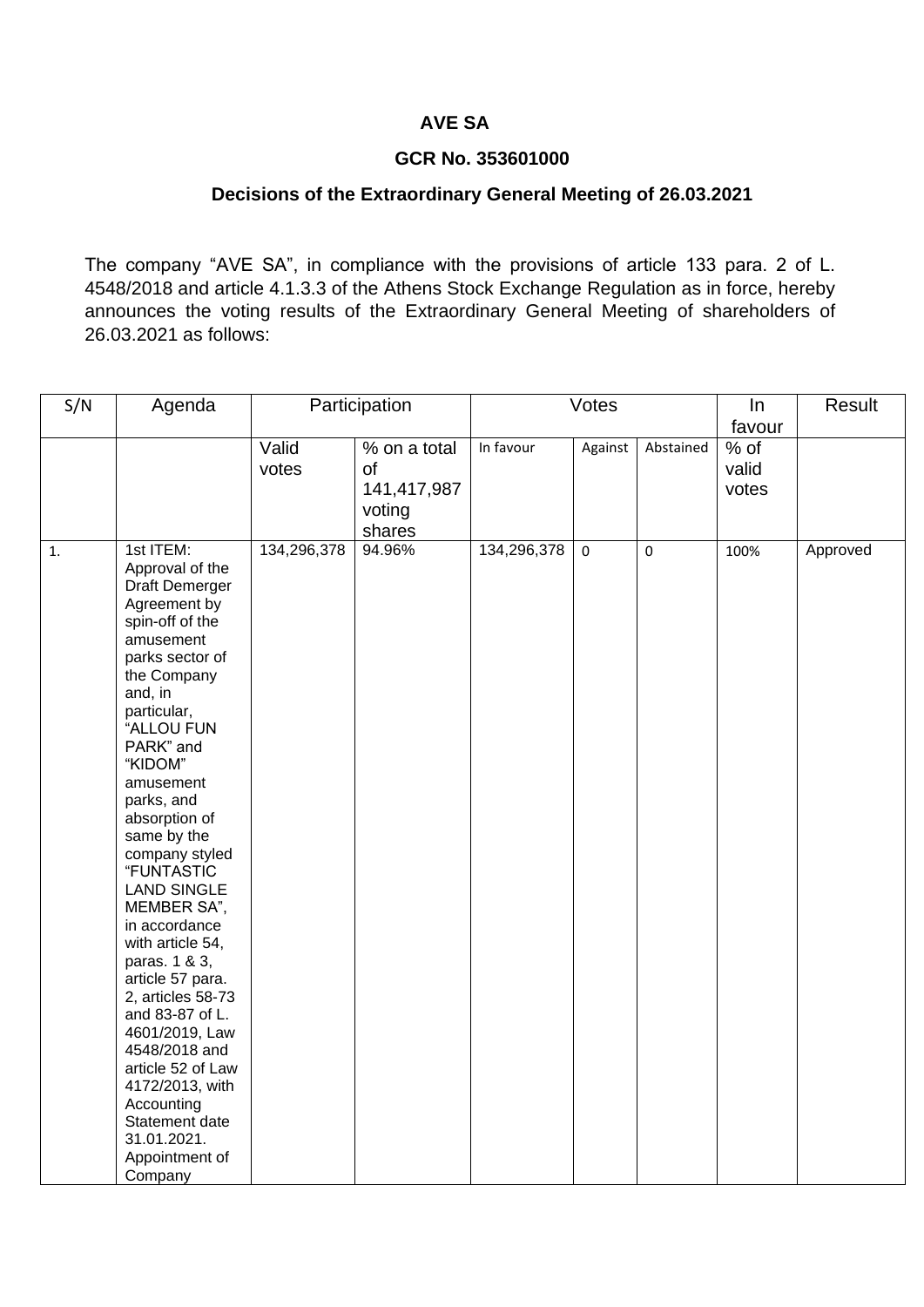**AVE SA**

**GCR No. 353601000**

**Decisions of the Extraordinary General Meeting of 26.03.2021**

The company "AVE SA", in compliance with the provisions of article 133 para. 2 of L. 4548/2018 and article 4.1.3.3 of the Athens Stock Exchange Regulation as in force, hereby announces the voting results of the Extraordinary General Meeting of shareholders of 26.03.2021 as follows:

| S/N | Agenda | Participation | | Votes | | | In favour | Result |
|---|---|---|---|---|---|---|---|---|
| | | Valid votes | % on a total of 141,417,987 voting shares | In favour | Against | Abstained | % of valid votes | |
| 1. | 1st ITEM: Approval of the Draft Demerger Agreement by spin-off of the amusement parks sector of the Company and, in particular, "ALLOU FUN PARK" and "KIDOM" amusement parks, and absorption of same by the company styled "FUNTASTIC LAND SINGLE MEMBER SA", in accordance with article 54, paras. 1 & 3, article 57 para. 2, articles 58-73 and 83-87 of L. 4601/2019, Law 4548/2018 and article 52 of Law 4172/2013, with Accounting Statement date 31.01.2021. Appointment of Company | 134,296,378 | 94.96% | 134,296,378 | 0 | 0 | 100% | Approved |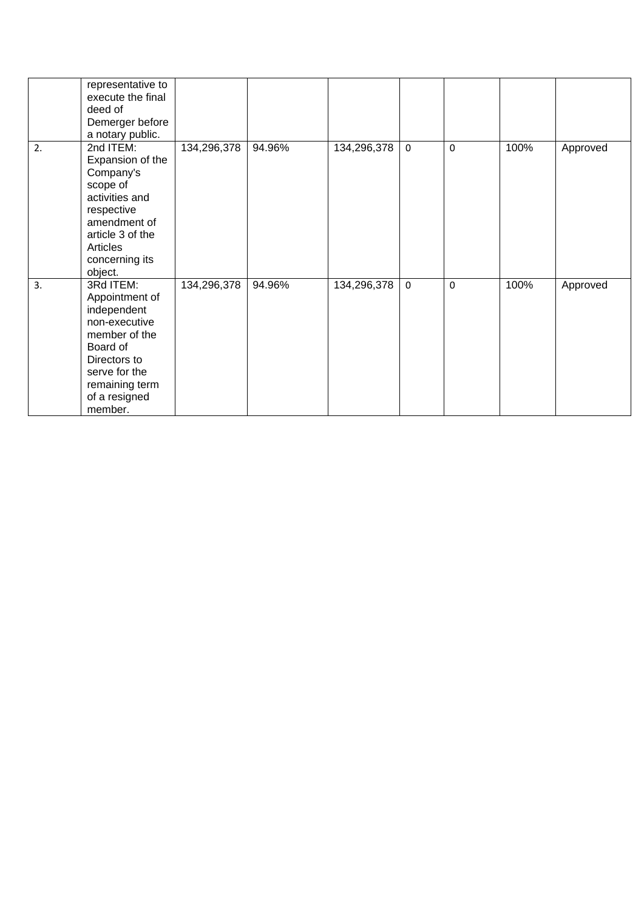| | | | | | | | | |
|---|---|---|---|---|---|---|---|---|
| | representative to execute the final deed of Demerger before a notary public. | | | | | | | |
| 2. | 2nd ITEM: Expansion of the Company's scope of activities and respective amendment of article 3 of the Articles concerning its object. | 134,296,378 | 94.96% | 134,296,378 | 0 | 0 | 100% | Approved |
| 3. | 3Rd ITEM: Appointment of independent non-executive member of the Board of Directors to serve for the remaining term of a resigned member. | 134,296,378 | 94.96% | 134,296,378 | 0 | 0 | 100% | Approved |